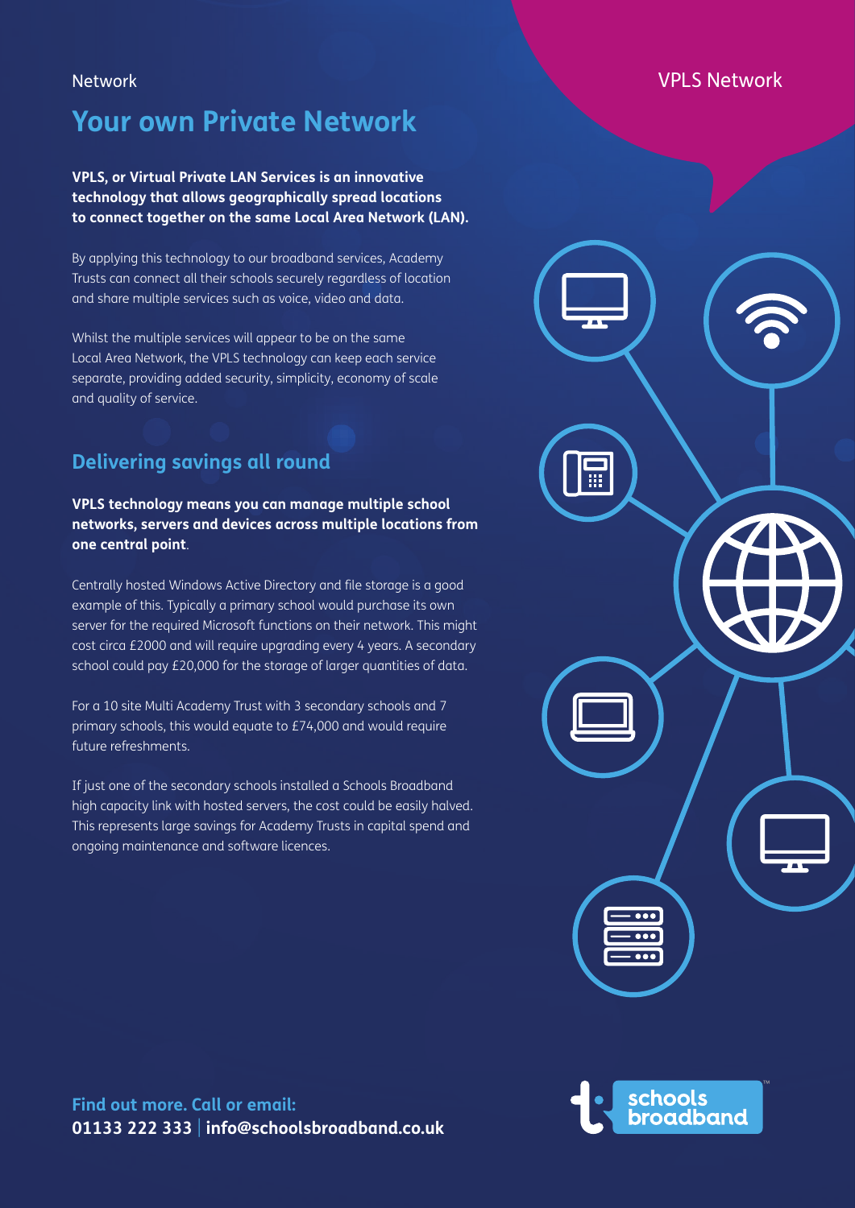Network

VPLS Network

# Your own Private Network

**VPLS, or Virtual Private LAN Services is an innovative technology that allows geographically spread locations to connect together on the same Local Area Network (LAN).**

By applying this technology to our broadband services, Academy Trusts can connect all their schools securely regardless of location and share multiple services such as voice, video and data.

Whilst the multiple services will appear to be on the same Local Area Network, the VPLS technology can keep each service separate, providing added security, simplicity, economy of scale and quality of service.

## Delivering savings all round

**VPLS technology means you can manage multiple school networks, servers and devices across multiple locations from one central point**.

Centrally hosted Windows Active Directory and file storage is a good example of this. Typically a primary school would purchase its own server for the required Microsoft functions on their network. This might cost circa £2000 and will require upgrading every 4 years. A secondary school could pay £20,000 for the storage of larger quantities of data.

For a 10 site Multi Academy Trust with 3 secondary schools and 7 primary schools, this would equate to £74,000 and would require future refreshments.

If just one of the secondary schools installed a Schools Broadband high capacity link with hosted servers, the cost could be easily halved. This represents large savings for Academy Trusts in capital spend and ongoing maintenance and software licences.

**Find out more. Call or email:**
**01133 222 333 | info@schoolsbroadband.co.uk**

schools broadband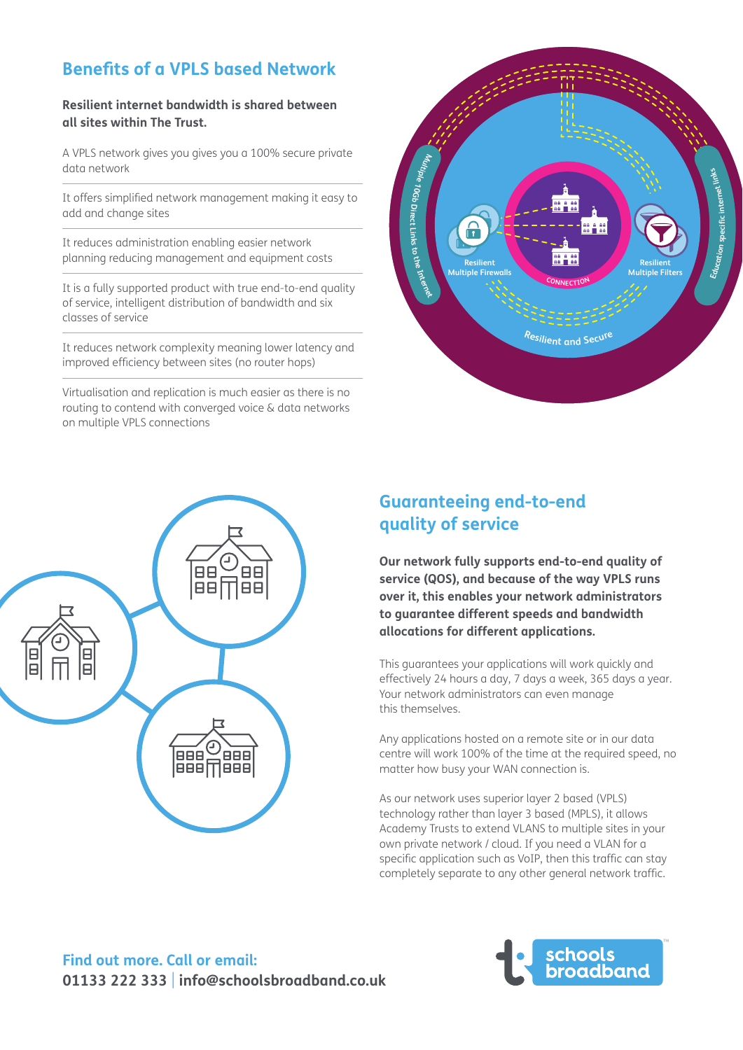## Benefits of a VPLS based Network

**Resilient internet bandwidth is shared between all sites within The Trust.**

A VPLS network gives you gives you a 100% secure private data network

It offers simplified network management making it easy to add and change sites

It reduces administration enabling easier network planning reducing management and equipment costs

It is a fully supported product with true end-to-end quality of service, intelligent distribution of bandwidth and six classes of service

It reduces network complexity meaning lower latency and improved efficiency between sites (no router hops)

Virtualisation and replication is much easier as there is no routing to contend with converged voice & data networks on multiple VPLS connections

Multiple 10Gb Direct Links to the Internet

Education specific internet links

Resilient Multiple Firewalls

CONNECTION

Resilient Multiple Filters

Resilient and Secure

## Guaranteeing end-to-end quality of service

**Our network fully supports end-to-end quality of service (QOS), and because of the way VPLS runs over it, this enables your network administrators to guarantee different speeds and bandwidth allocations for different applications.**

This guarantees your applications will work quickly and effectively 24 hours a day, 7 days a week, 365 days a year. Your network administrators can even manage this themselves.

Any applications hosted on a remote site or in our data centre will work 100% of the time at the required speed, no matter how busy your WAN connection is.

As our network uses superior layer 2 based (VPLS) technology rather than layer 3 based (MPLS), it allows Academy Trusts to extend VLANS to multiple sites in your own private network / cloud. If you need a VLAN for a specific application such as VoIP, then this traffic can stay completely separate to any other general network traffic.

**Find out more. Call or email:**
**01133 222 333 | info@schoolsbroadband.co.uk**

schools broadband